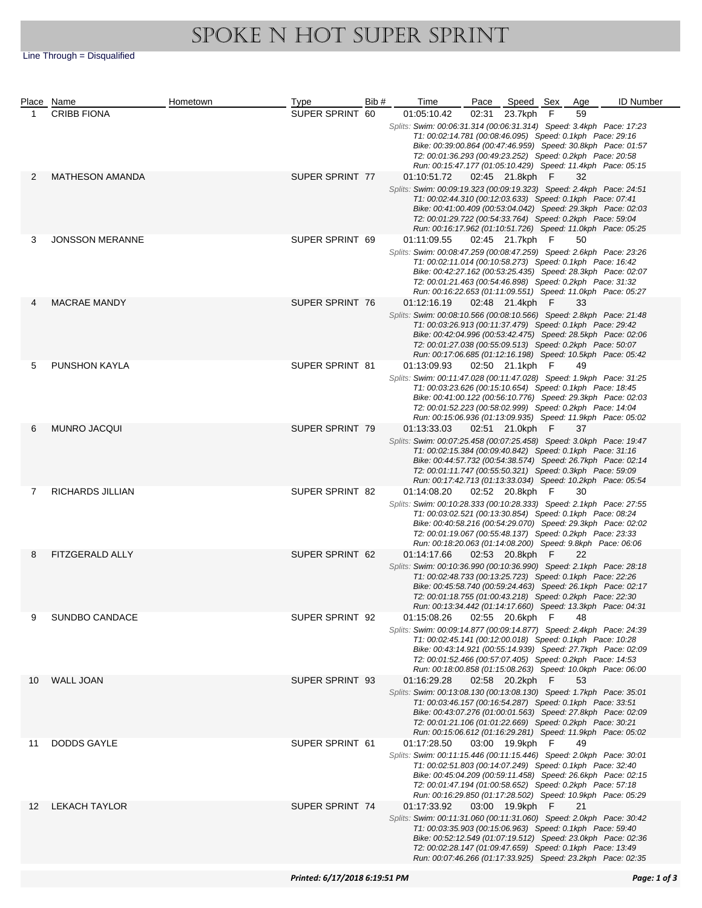# SPOKE N HOT SUPER SPRINT

Line Through = Disqualified

| Place | Name | Hometown | Type | Bib # | Time | Pace | Speed | Sex | Age | ID Number |
|---|---|---|---|---|---|---|---|---|---|---|
| 1 | CRIBB FIONA | | SUPER SPRINT | 60 | 01:05:10.42 | 02:31 | 23.7kph | F | 59 | |
| | *Splits: Swim: 00:06:31.314 (00:06:31.314) Speed: 3.4kph Pace: 17:23<br>T1: 00:02:14.781 (00:08:46.095) Speed: 0.1kph Pace: 29:16<br>Bike: 00:39:00.864 (00:47:46.959) Speed: 30.8kph Pace: 01:57<br>T2: 00:01:36.293 (00:49:23.252) Speed: 0.2kph Pace: 20:58<br>Run: 00:15:47.177 (01:05:10.429) Speed: 11.4kph Pace: 05:15* | | | | | | | | | |
| 2 | MATHESON AMANDA | | SUPER SPRINT | 77 | 01:10:51.72 | 02:45 | 21.8kph | F | 32 | |
| | *Splits: Swim: 00:09:19.323 (00:09:19.323) Speed: 2.4kph Pace: 24:51<br>T1: 00:02:44.310 (00:12:03.633) Speed: 0.1kph Pace: 07:41<br>Bike: 00:41:00.409 (00:53:04.042) Speed: 29.3kph Pace: 02:03<br>T2: 00:01:29.722 (00:54:33.764) Speed: 0.2kph Pace: 59:04<br>Run: 00:16:17.962 (01:10:51.726) Speed: 11.0kph Pace: 05:25* | | | | | | | | | |
| 3 | JONSSON MERANNE | | SUPER SPRINT | 69 | 01:11:09.55 | 02:45 | 21.7kph | F | 50 | |
| | *Splits: Swim: 00:08:47.259 (00:08:47.259) Speed: 2.6kph Pace: 23:26<br>T1: 00:02:11.014 (00:10:58.273) Speed: 0.1kph Pace: 16:42<br>Bike: 00:42:27.162 (00:53:25.435) Speed: 28.3kph Pace: 02:07<br>T2: 00:01:21.463 (00:54:46.898) Speed: 0.2kph Pace: 31:32<br>Run: 00:16:22.653 (01:11:09.551) Speed: 11.0kph Pace: 05:27* | | | | | | | | | |
| 4 | MACRAE MANDY | | SUPER SPRINT | 76 | 01:12:16.19 | 02:48 | 21.4kph | F | 33 | |
| | *Splits: Swim: 00:08:10.566 (00:08:10.566) Speed: 2.8kph Pace: 21:48<br>T1: 00:03:26.913 (00:11:37.479) Speed: 0.1kph Pace: 29:42<br>Bike: 00:42:04.996 (00:53:42.475) Speed: 28.5kph Pace: 02:06<br>T2: 00:01:27.038 (00:55:09.513) Speed: 0.2kph Pace: 50:07<br>Run: 00:17:06.685 (01:12:16.198) Speed: 10.5kph Pace: 05:42* | | | | | | | | | |
| 5 | PUNSHON KAYLA | | SUPER SPRINT | 81 | 01:13:09.93 | 02:50 | 21.1kph | F | 49 | |
| | *Splits: Swim: 00:11:47.028 (00:11:47.028) Speed: 1.9kph Pace: 31:25<br>T1: 00:03:23.626 (00:15:10.654) Speed: 0.1kph Pace: 18:45<br>Bike: 00:41:00.122 (00:56:10.776) Speed: 29.3kph Pace: 02:03<br>T2: 00:01:52.223 (00:58:02.999) Speed: 0.2kph Pace: 14:04<br>Run: 00:15:06.936 (01:13:09.935) Speed: 11.9kph Pace: 05:02* | | | | | | | | | |
| 6 | MUNRO JACQUI | | SUPER SPRINT | 79 | 01:13:33.03 | 02:51 | 21.0kph | F | 37 | |
| | *Splits: Swim: 00:07:25.458 (00:07:25.458) Speed: 3.0kph Pace: 19:47<br>T1: 00:02:15.384 (00:09:40.842) Speed: 0.1kph Pace: 31:16<br>Bike: 00:44:57.732 (00:54:38.574) Speed: 26.7kph Pace: 02:14<br>T2: 00:01:11.747 (00:55:50.321) Speed: 0.3kph Pace: 59:09<br>Run: 00:17:42.713 (01:13:33.034) Speed: 10.2kph Pace: 05:54* | | | | | | | | | |
| 7 | RICHARDS JILLIAN | | SUPER SPRINT | 82 | 01:14:08.20 | 02:52 | 20.8kph | F | 30 | |
| | *Splits: Swim: 00:10:28.333 (00:10:28.333) Speed: 2.1kph Pace: 27:55<br>T1: 00:03:02.521 (00:13:30.854) Speed: 0.1kph Pace: 08:24<br>Bike: 00:40:58.216 (00:54:29.070) Speed: 29.3kph Pace: 02:02<br>T2: 00:01:19.067 (00:55:48.137) Speed: 0.2kph Pace: 23:33<br>Run: 00:18:20.063 (01:14:08.200) Speed: 9.8kph Pace: 06:06* | | | | | | | | | |
| 8 | FITZGERALD ALLY | | SUPER SPRINT | 62 | 01:14:17.66 | 02:53 | 20.8kph | F | 22 | |
| | *Splits: Swim: 00:10:36.990 (00:10:36.990) Speed: 2.1kph Pace: 28:18<br>T1: 00:02:48.733 (00:13:25.723) Speed: 0.1kph Pace: 22:26<br>Bike: 00:45:58.740 (00:59:24.463) Speed: 26.1kph Pace: 02:17<br>T2: 00:01:18.755 (01:00:43.218) Speed: 0.2kph Pace: 22:30<br>Run: 00:13:34.442 (01:14:17.660) Speed: 13.3kph Pace: 04:31* | | | | | | | | | |
| 9 | SUNDBO CANDACE | | SUPER SPRINT | 92 | 01:15:08.26 | 02:55 | 20.6kph | F | 48 | |
| | *Splits: Swim: 00:09:14.877 (00:09:14.877) Speed: 2.4kph Pace: 24:39<br>T1: 00:02:45.141 (00:12:00.018) Speed: 0.1kph Pace: 10:28<br>Bike: 00:43:14.921 (00:55:14.939) Speed: 27.7kph Pace: 02:09<br>T2: 00:01:52.466 (00:57:07.405) Speed: 0.2kph Pace: 14:53<br>Run: 00:18:00.858 (01:15:08.263) Speed: 10.0kph Pace: 06:00* | | | | | | | | | |
| 10 | WALL JOAN | | SUPER SPRINT | 93 | 01:16:29.28 | 02:58 | 20.2kph | F | 53 | |
| | *Splits: Swim: 00:13:08.130 (00:13:08.130) Speed: 1.7kph Pace: 35:01<br>T1: 00:03:46.157 (00:16:54.287) Speed: 0.1kph Pace: 33:51<br>Bike: 00:43:07.276 (01:00:01.563) Speed: 27.8kph Pace: 02:09<br>T2: 00:01:21.106 (01:01:22.669) Speed: 0.2kph Pace: 30:21<br>Run: 00:15:06.612 (01:16:29.281) Speed: 11.9kph Pace: 05:02* | | | | | | | | | |
| 11 | DODDS GAYLE | | SUPER SPRINT | 61 | 01:17:28.50 | 03:00 | 19.9kph | F | 49 | |
| | *Splits: Swim: 00:11:15.446 (00:11:15.446) Speed: 2.0kph Pace: 30:01<br>T1: 00:02:51.803 (00:14:07.249) Speed: 0.1kph Pace: 32:40<br>Bike: 00:45:04.209 (00:59:11.458) Speed: 26.6kph Pace: 02:15<br>T2: 00:01:47.194 (01:00:58.652) Speed: 0.2kph Pace: 57:18<br>Run: 00:16:29.850 (01:17:28.502) Speed: 10.9kph Pace: 05:29* | | | | | | | | | |
| 12 | LEKACH TAYLOR | | SUPER SPRINT | 74 | 01:17:33.92 | 03:00 | 19.9kph | F | 21 | |
| | *Splits: Swim: 00:11:31.060 (00:11:31.060) Speed: 2.0kph Pace: 30:42<br>T1: 00:03:35.903 (00:15:06.963) Speed: 0.1kph Pace: 59:40<br>Bike: 00:52:12.549 (01:07:19.512) Speed: 23.0kph Pace: 02:36<br>T2: 00:02:28.147 (01:09:47.659) Speed: 0.1kph Pace: 13:49<br>Run: 00:07:46.266 (01:17:33.925) Speed: 23.2kph Pace: 02:35* | | | | | | | | | |

*Printed: 6/17/2018 6:19:51 PM*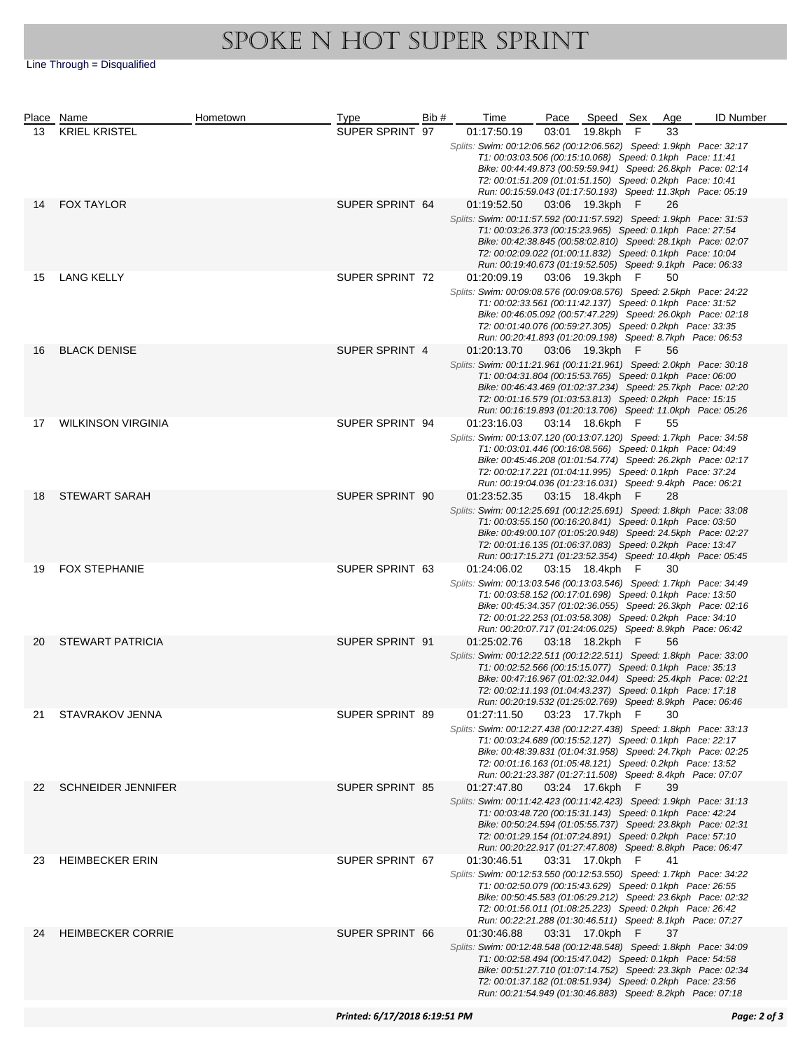# SPOKE N HOT SUPER SPRINT

Line Through = Disqualified

| Place | Name | Hometown | Type | Bib # | Time | Pace | Speed | Sex | Age | ID Number |
|---|---|---|---|---|---|---|---|---|---|---|
| 13 | KRIEL KRISTEL | | SUPER SPRINT | 97 | 01:17:50.19 | 03:01 | 19.8kph | F | 33 | |
| | *Splits: Swim: 00:12:06.562 (00:12:06.562) Speed: 1.9kph Pace: 32:17<br>T1: 00:03:03.506 (00:15:10.068) Speed: 0.1kph Pace: 11:41<br>Bike: 00:44:49.873 (00:59:59.941) Speed: 26.8kph Pace: 02:14<br>T2: 00:01:51.209 (01:01:51.150) Speed: 0.2kph Pace: 10:41<br>Run: 00:15:59.043 (01:17:50.193) Speed: 11.3kph Pace: 05:19* | | | | | | | | | |
| 14 | FOX TAYLOR | | SUPER SPRINT | 64 | 01:19:52.50 | 03:06 | 19.3kph | F | 26 | |
| | *Splits: Swim: 00:11:57.592 (00:11:57.592) Speed: 1.9kph Pace: 31:53<br>T1: 00:03:26.373 (00:15:23.965) Speed: 0.1kph Pace: 27:54<br>Bike: 00:42:38.845 (00:58:02.810) Speed: 28.1kph Pace: 02:07<br>T2: 00:02:09.022 (01:00:11.832) Speed: 0.1kph Pace: 10:04<br>Run: 00:19:40.673 (01:19:52.505) Speed: 9.1kph Pace: 06:33* | | | | | | | | | |
| 15 | LANG KELLY | | SUPER SPRINT | 72 | 01:20:09.19 | 03:06 | 19.3kph | F | 50 | |
| | *Splits: Swim: 00:09:08.576 (00:09:08.576) Speed: 2.5kph Pace: 24:22<br>T1: 00:02:33.561 (00:11:42.137) Speed: 0.1kph Pace: 31:52<br>Bike: 00:46:05.092 (00:57:47.229) Speed: 26.0kph Pace: 02:18<br>T2: 00:01:40.076 (00:59:27.305) Speed: 0.2kph Pace: 33:35<br>Run: 00:20:41.893 (01:20:09.198) Speed: 8.7kph Pace: 06:53* | | | | | | | | | |
| 16 | BLACK DENISE | | SUPER SPRINT | 4 | 01:20:13.70 | 03:06 | 19.3kph | F | 56 | |
| | *Splits: Swim: 00:11:21.961 (00:11:21.961) Speed: 2.0kph Pace: 30:18<br>T1: 00:04:31.804 (00:15:53.765) Speed: 0.1kph Pace: 06:00<br>Bike: 00:46:43.469 (01:02:37.234) Speed: 25.7kph Pace: 02:20<br>T2: 00:01:16.579 (01:03:53.813) Speed: 0.2kph Pace: 15:15<br>Run: 00:16:19.893 (01:20:13.706) Speed: 11.0kph Pace: 05:26* | | | | | | | | | |
| 17 | WILKINSON VIRGINIA | | SUPER SPRINT | 94 | 01:23:16.03 | 03:14 | 18.6kph | F | 55 | |
| | *Splits: Swim: 00:13:07.120 (00:13:07.120) Speed: 1.7kph Pace: 34:58<br>T1: 00:03:01.446 (00:16:08.566) Speed: 0.1kph Pace: 04:49<br>Bike: 00:45:46.208 (01:01:54.774) Speed: 26.2kph Pace: 02:17<br>T2: 00:02:17.221 (01:04:11.995) Speed: 0.1kph Pace: 37:24<br>Run: 00:19:04.036 (01:23:16.031) Speed: 9.4kph Pace: 06:21* | | | | | | | | | |
| 18 | STEWART SARAH | | SUPER SPRINT | 90 | 01:23:52.35 | 03:15 | 18.4kph | F | 28 | |
| | *Splits: Swim: 00:12:25.691 (00:12:25.691) Speed: 1.8kph Pace: 33:08<br>T1: 00:03:55.150 (00:16:20.841) Speed: 0.1kph Pace: 03:50<br>Bike: 00:49:00.107 (01:05:20.948) Speed: 24.5kph Pace: 02:27<br>T2: 00:01:16.135 (01:06:37.083) Speed: 0.2kph Pace: 13:47<br>Run: 00:17:15.271 (01:23:52.354) Speed: 10.4kph Pace: 05:45* | | | | | | | | | |
| 19 | FOX STEPHANIE | | SUPER SPRINT | 63 | 01:24:06.02 | 03:15 | 18.4kph | F | 30 | |
| | *Splits: Swim: 00:13:03.546 (00:13:03.546) Speed: 1.7kph Pace: 34:49<br>T1: 00:03:58.152 (00:17:01.698) Speed: 0.1kph Pace: 13:50<br>Bike: 00:45:34.357 (01:02:36.055) Speed: 26.3kph Pace: 02:16<br>T2: 00:01:22.253 (01:03:58.308) Speed: 0.2kph Pace: 34:10<br>Run: 00:20:07.717 (01:24:06.025) Speed: 8.9kph Pace: 06:42* | | | | | | | | | |
| 20 | STEWART PATRICIA | | SUPER SPRINT | 91 | 01:25:02.76 | 03:18 | 18.2kph | F | 56 | |
| | *Splits: Swim: 00:12:22.511 (00:12:22.511) Speed: 1.8kph Pace: 33:00<br>T1: 00:02:52.566 (00:15:15.077) Speed: 0.1kph Pace: 35:13<br>Bike: 00:47:16.967 (01:02:32.044) Speed: 25.4kph Pace: 02:21<br>T2: 00:02:11.193 (01:04:43.237) Speed: 0.1kph Pace: 17:18<br>Run: 00:20:19.532 (01:25:02.769) Speed: 8.9kph Pace: 06:46* | | | | | | | | | |
| 21 | STAVRAKOV JENNA | | SUPER SPRINT | 89 | 01:27:11.50 | 03:23 | 17.7kph | F | 30 | |
| | *Splits: Swim: 00:12:27.438 (00:12:27.438) Speed: 1.8kph Pace: 33:13<br>T1: 00:03:24.689 (00:15:52.127) Speed: 0.1kph Pace: 22:17<br>Bike: 00:48:39.831 (01:04:31.958) Speed: 24.7kph Pace: 02:25<br>T2: 00:01:16.163 (01:05:48.121) Speed: 0.2kph Pace: 13:52<br>Run: 00:21:23.387 (01:27:11.508) Speed: 8.4kph Pace: 07:07* | | | | | | | | | |
| 22 | SCHNEIDER JENNIFER | | SUPER SPRINT | 85 | 01:27:47.80 | 03:24 | 17.6kph | F | 39 | |
| | *Splits: Swim: 00:11:42.423 (00:11:42.423) Speed: 1.9kph Pace: 31:13<br>T1: 00:03:48.720 (00:15:31.143) Speed: 0.1kph Pace: 42:24<br>Bike: 00:50:24.594 (01:05:55.737) Speed: 23.8kph Pace: 02:31<br>T2: 00:01:29.154 (01:07:24.891) Speed: 0.2kph Pace: 57:10<br>Run: 00:20:22.917 (01:27:47.808) Speed: 8.8kph Pace: 06:47* | | | | | | | | | |
| 23 | HEIMBECKER ERIN | | SUPER SPRINT | 67 | 01:30:46.51 | 03:31 | 17.0kph | F | 41 | |
| | *Splits: Swim: 00:12:53.550 (00:12:53.550) Speed: 1.7kph Pace: 34:22<br>T1: 00:02:50.079 (00:15:43.629) Speed: 0.1kph Pace: 26:55<br>Bike: 00:50:45.583 (01:06:29.212) Speed: 23.6kph Pace: 02:32<br>T2: 00:01:56.011 (01:08:25.223) Speed: 0.2kph Pace: 26:42<br>Run: 00:22:21.288 (01:30:46.511) Speed: 8.1kph Pace: 07:27* | | | | | | | | | |
| 24 | HEIMBECKER CORRIE | | SUPER SPRINT | 66 | 01:30:46.88 | 03:31 | 17.0kph | F | 37 | |
| | *Splits: Swim: 00:12:48.548 (00:12:48.548) Speed: 1.8kph Pace: 34:09<br>T1: 00:02:58.494 (00:15:47.042) Speed: 0.1kph Pace: 54:58<br>Bike: 00:51:27.710 (01:07:14.752) Speed: 23.3kph Pace: 02:34<br>T2: 00:01:37.182 (01:08:51.934) Speed: 0.2kph Pace: 23:56<br>Run: 00:21:54.949 (01:30:46.883) Speed: 8.2kph Pace: 07:18* | | | | | | | | | |

*Printed: 6/17/2018 6:19:51 PM*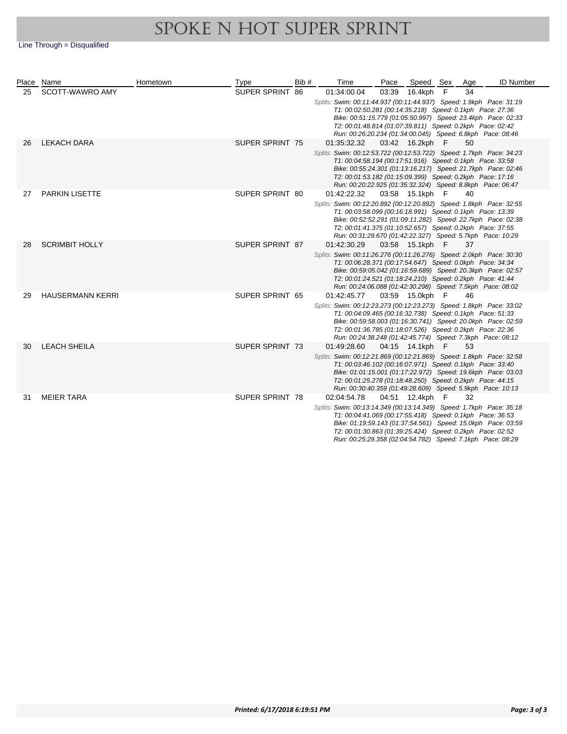# SPOKE N HOT SUPER SPRINT

Line Through = Disqualified

| Place | Name | Hometown | Type | Bib # | Time | Pace | Speed | Sex | Age | ID Number |
|---|---|---|---|---|---|---|---|---|---|---|
| 25 | SCOTT-WAWRO AMY | | SUPER SPRINT | 86 | 01:34:00.04 | 03:39 | 16.4kph | F | 34 | |
| | *Splits: Swim: 00:11:44.937 (00:11:44.937) Speed: 1.9kph Pace: 31:19<br>T1: 00:02:50.281 (00:14:35.218) Speed: 0.1kph Pace: 27:36<br>Bike: 00:51:15.779 (01:05:50.997) Speed: 23.4kph Pace: 02:33<br>T2: 00:01:48.814 (01:07:39.811) Speed: 0.2kph Pace: 02:42<br>Run: 00:26:20.234 (01:34:00.045) Speed: 6.8kph Pace: 08:46* | | | | | | | | | |
| 26 | LEKACH DARA | | SUPER SPRINT | 75 | 01:35:32.32 | 03:42 | 16.2kph | F | 50 | |
| | *Splits: Swim: 00:12:53.722 (00:12:53.722) Speed: 1.7kph Pace: 34:23<br>T1: 00:04:58.194 (00:17:51.916) Speed: 0.1kph Pace: 33:58<br>Bike: 00:55:24.301 (01:13:16.217) Speed: 21.7kph Pace: 02:46<br>T2: 00:01:53.182 (01:15:09.399) Speed: 0.2kph Pace: 17:16<br>Run: 00:20:22.925 (01:35:32.324) Speed: 8.8kph Pace: 06:47* | | | | | | | | | |
| 27 | PARKIN LISETTE | | SUPER SPRINT | 80 | 01:42:22.32 | 03:58 | 15.1kph | F | 40 | |
| | *Splits: Swim: 00:12:20.892 (00:12:20.892) Speed: 1.8kph Pace: 32:55<br>T1: 00:03:58.099 (00:16:18.991) Speed: 0.1kph Pace: 13:39<br>Bike: 00:52:52.291 (01:09:11.282) Speed: 22.7kph Pace: 02:38<br>T2: 00:01:41.375 (01:10:52.657) Speed: 0.2kph Pace: 37:55<br>Run: 00:31:29.670 (01:42:22.327) Speed: 5.7kph Pace: 10:29* | | | | | | | | | |
| 28 | SCRIMBIT HOLLY | | SUPER SPRINT | 87 | 01:42:30.29 | 03:58 | 15.1kph | F | 37 | |
| | *Splits: Swim: 00:11:26.276 (00:11:26.276) Speed: 2.0kph Pace: 30:30<br>T1: 00:06:28.371 (00:17:54.647) Speed: 0.0kph Pace: 34:34<br>Bike: 00:59:05.042 (01:16:59.689) Speed: 20.3kph Pace: 02:57<br>T2: 00:01:24.521 (01:18:24.210) Speed: 0.2kph Pace: 41:44<br>Run: 00:24:06.088 (01:42:30.298) Speed: 7.5kph Pace: 08:02* | | | | | | | | | |
| 29 | HAUSERMANN KERRI | | SUPER SPRINT | 65 | 01:42:45.77 | 03:59 | 15.0kph | F | 46 | |
| | *Splits: Swim: 00:12:23.273 (00:12:23.273) Speed: 1.8kph Pace: 33:02<br>T1: 00:04:09.465 (00:16:32.738) Speed: 0.1kph Pace: 51:33<br>Bike: 00:59:58.003 (01:16:30.741) Speed: 20.0kph Pace: 02:59<br>T2: 00:01:36.785 (01:18:07.526) Speed: 0.2kph Pace: 22:36<br>Run: 00:24:38.248 (01:42:45.774) Speed: 7.3kph Pace: 08:12* | | | | | | | | | |
| 30 | LEACH SHEILA | | SUPER SPRINT | 73 | 01:49:28.60 | 04:15 | 14.1kph | F | 53 | |
| | *Splits: Swim: 00:12:21.869 (00:12:21.869) Speed: 1.8kph Pace: 32:58<br>T1: 00:03:46.102 (00:16:07.971) Speed: 0.1kph Pace: 33:40<br>Bike: 01:01:15.001 (01:17:22.972) Speed: 19.6kph Pace: 03:03<br>T2: 00:01:25.278 (01:18:48.250) Speed: 0.2kph Pace: 44:15<br>Run: 00:30:40.359 (01:49:28.609) Speed: 5.9kph Pace: 10:13* | | | | | | | | | |
| 31 | MEIER TARA | | SUPER SPRINT | 78 | 02:04:54.78 | 04:51 | 12.4kph | F | 32 | |
| | *Splits: Swim: 00:13:14.349 (00:13:14.349) Speed: 1.7kph Pace: 35:18<br>T1: 00:04:41.069 (00:17:55.418) Speed: 0.1kph Pace: 36:53<br>Bike: 01:19:59.143 (01:37:54.561) Speed: 15.0kph Pace: 03:59<br>T2: 00:01:30.863 (01:39:25.424) Speed: 0.2kph Pace: 02:52<br>Run: 00:25:29.358 (02:04:54.782) Speed: 7.1kph Pace: 08:29* | | | | | | | | | |

*Printed: 6/17/2018 6:19:51 PM*